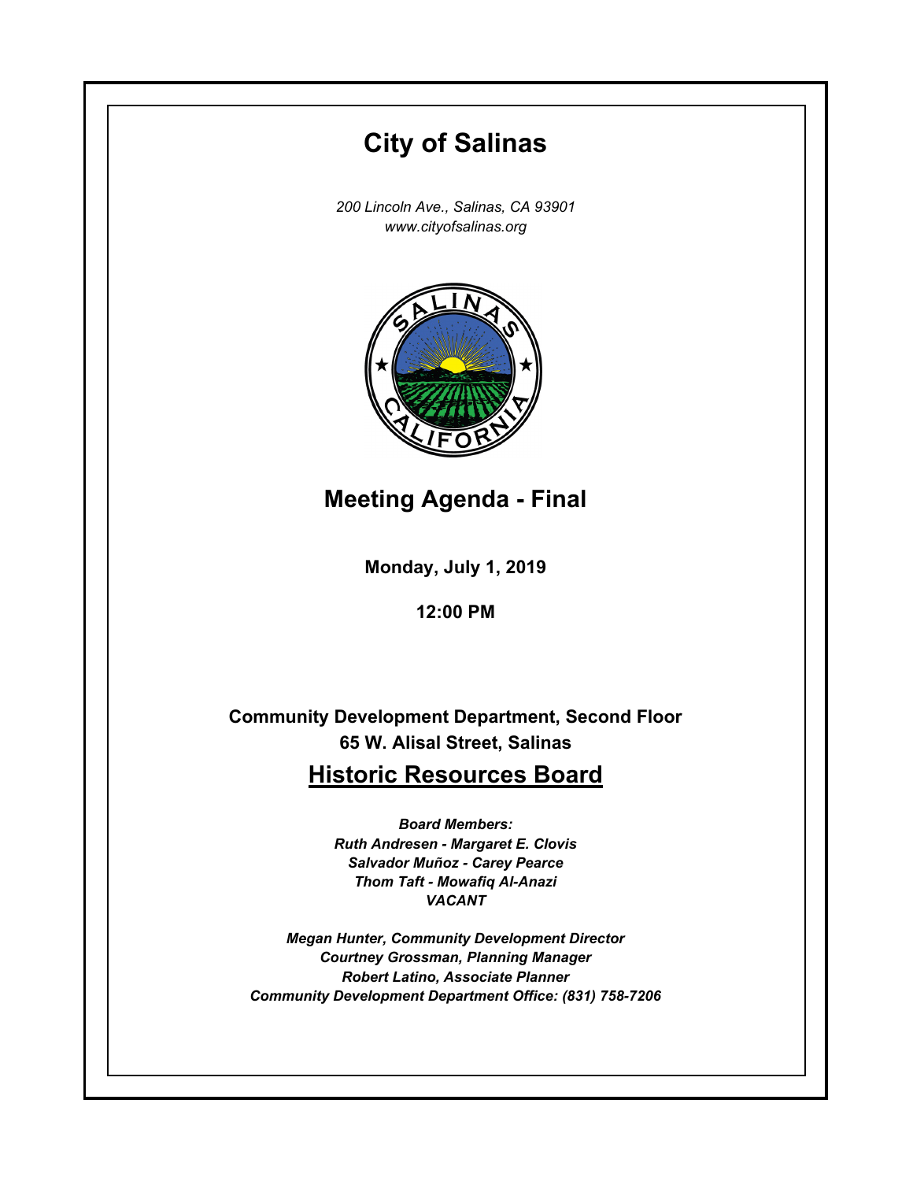# City of Salinas

*200 Lincoln Ave., Salinas, CA 93901*
*www.cityofsalinas.org*

## Meeting Agenda - Final

**Monday, July 1, 2019**

**12:00 PM**

**Community Development Department, Second Floor**
**65 W. Alisal Street, Salinas**

## Historic Resources Board

***Board Members:***
***Ruth Andresen - Margaret E. Clovis***
***Salvador Muñoz - Carey Pearce***
***Thom Taft - Mowafiq Al-Anazi***
***VACANT***

***Megan Hunter, Community Development Director***
***Courtney Grossman, Planning Manager***
***Robert Latino, Associate Planner***
***Community Development Department Office: (831) 758-7206***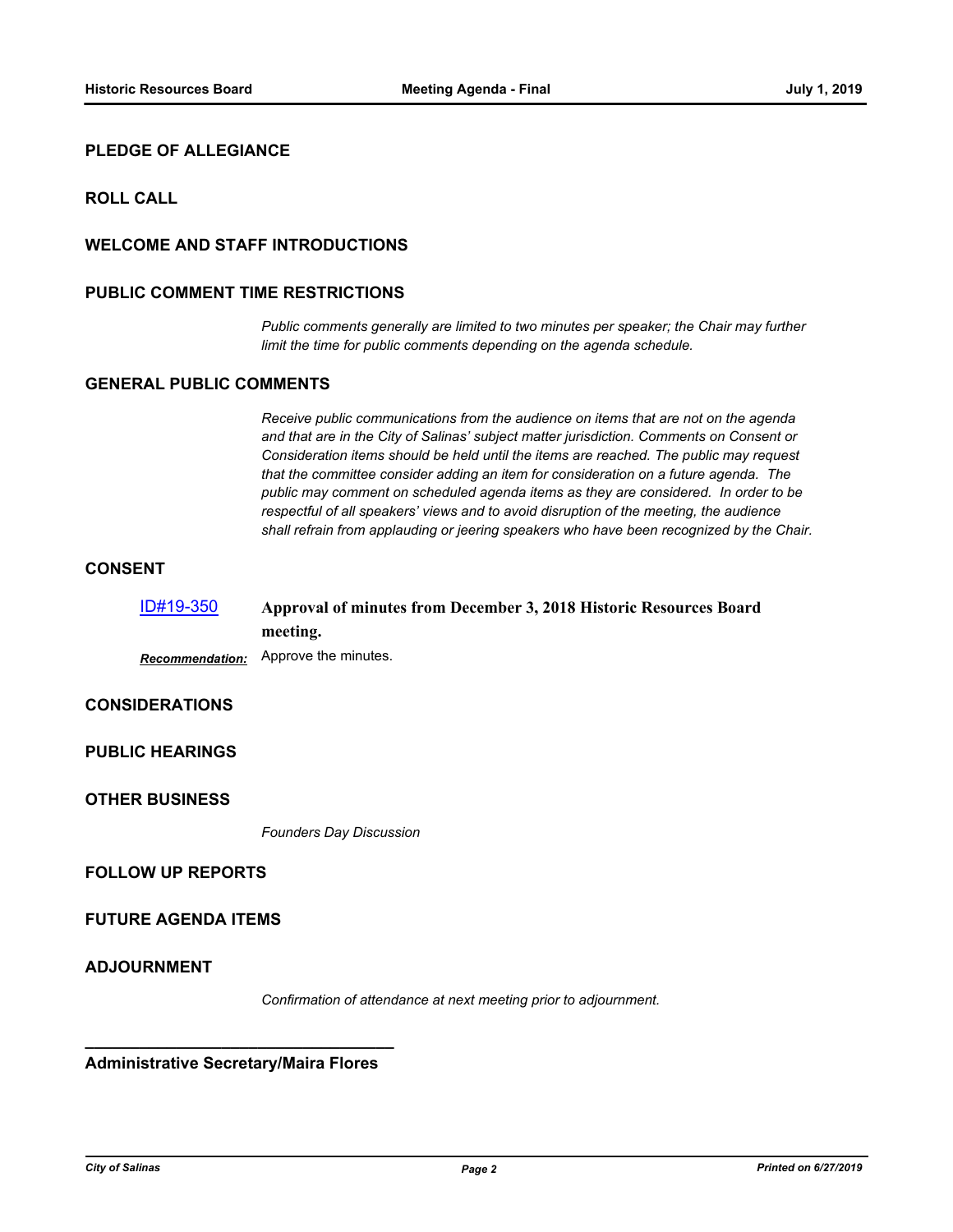## PLEDGE OF ALLEGIANCE

## ROLL CALL

## WELCOME AND STAFF INTRODUCTIONS

## PUBLIC COMMENT TIME RESTRICTIONS

*Public comments generally are limited to two minutes per speaker; the Chair may further limit the time for public comments depending on the agenda schedule.*

## GENERAL PUBLIC COMMENTS

*Receive public communications from the audience on items that are not on the agenda and that are in the City of Salinas' subject matter jurisdiction. Comments on Consent or Consideration items should be held until the items are reached. The public may request that the committee consider adding an item for consideration on a future agenda. The public may comment on scheduled agenda items as they are considered. In order to be respectful of all speakers' views and to avoid disruption of the meeting, the audience shall refrain from applauding or jeering speakers who have been recognized by the Chair.*

## CONSENT

ID#19-350 **Approval of minutes from December 3, 2018 Historic Resources Board meeting.**

***Recommendation:*** Approve the minutes.

## CONSIDERATIONS

## PUBLIC HEARINGS

## OTHER BUSINESS

*Founders Day Discussion*

## FOLLOW UP REPORTS

## FUTURE AGENDA ITEMS

## ADJOURNMENT

*Confirmation of attendance at next meeting prior to adjournment.*

___________________________________

**Administrative Secretary/Maira Flores**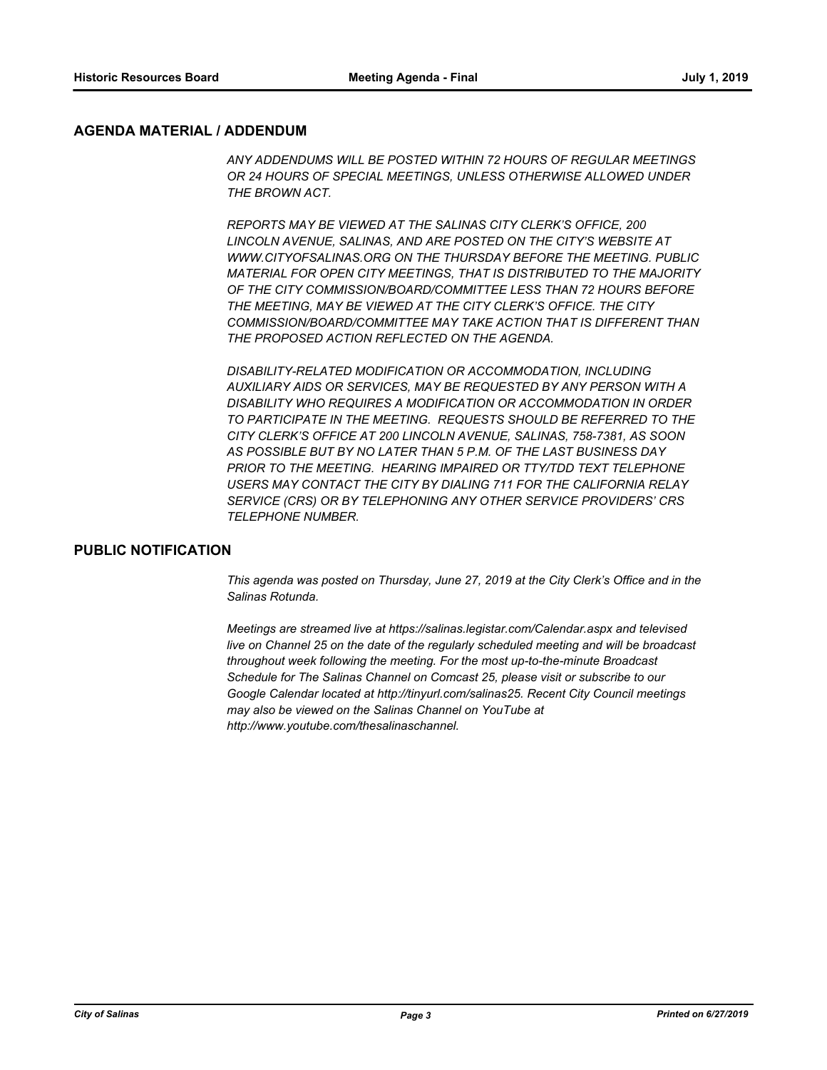## AGENDA MATERIAL / ADDENDUM

*ANY ADDENDUMS WILL BE POSTED WITHIN 72 HOURS OF REGULAR MEETINGS OR 24 HOURS OF SPECIAL MEETINGS, UNLESS OTHERWISE ALLOWED UNDER THE BROWN ACT.*

*REPORTS MAY BE VIEWED AT THE SALINAS CITY CLERK'S OFFICE, 200 LINCOLN AVENUE, SALINAS, AND ARE POSTED ON THE CITY'S WEBSITE AT WWW.CITYOFSALINAS.ORG ON THE THURSDAY BEFORE THE MEETING. PUBLIC MATERIAL FOR OPEN CITY MEETINGS, THAT IS DISTRIBUTED TO THE MAJORITY OF THE CITY COMMISSION/BOARD/COMMITTEE LESS THAN 72 HOURS BEFORE THE MEETING, MAY BE VIEWED AT THE CITY CLERK'S OFFICE. THE CITY COMMISSION/BOARD/COMMITTEE MAY TAKE ACTION THAT IS DIFFERENT THAN THE PROPOSED ACTION REFLECTED ON THE AGENDA.*

*DISABILITY-RELATED MODIFICATION OR ACCOMMODATION, INCLUDING AUXILIARY AIDS OR SERVICES, MAY BE REQUESTED BY ANY PERSON WITH A DISABILITY WHO REQUIRES A MODIFICATION OR ACCOMMODATION IN ORDER TO PARTICIPATE IN THE MEETING. REQUESTS SHOULD BE REFERRED TO THE CITY CLERK'S OFFICE AT 200 LINCOLN AVENUE, SALINAS, 758-7381, AS SOON AS POSSIBLE BUT BY NO LATER THAN 5 P.M. OF THE LAST BUSINESS DAY PRIOR TO THE MEETING. HEARING IMPAIRED OR TTY/TDD TEXT TELEPHONE USERS MAY CONTACT THE CITY BY DIALING 711 FOR THE CALIFORNIA RELAY SERVICE (CRS) OR BY TELEPHONING ANY OTHER SERVICE PROVIDERS' CRS TELEPHONE NUMBER.*

## PUBLIC NOTIFICATION

*This agenda was posted on Thursday, June 27, 2019 at the City Clerk's Office and in the Salinas Rotunda.*

*Meetings are streamed live at https://salinas.legistar.com/Calendar.aspx and televised live on Channel 25 on the date of the regularly scheduled meeting and will be broadcast throughout week following the meeting. For the most up-to-the-minute Broadcast Schedule for The Salinas Channel on Comcast 25, please visit or subscribe to our Google Calendar located at http://tinyurl.com/salinas25. Recent City Council meetings may also be viewed on the Salinas Channel on YouTube at http://www.youtube.com/thesalinaschannel.*